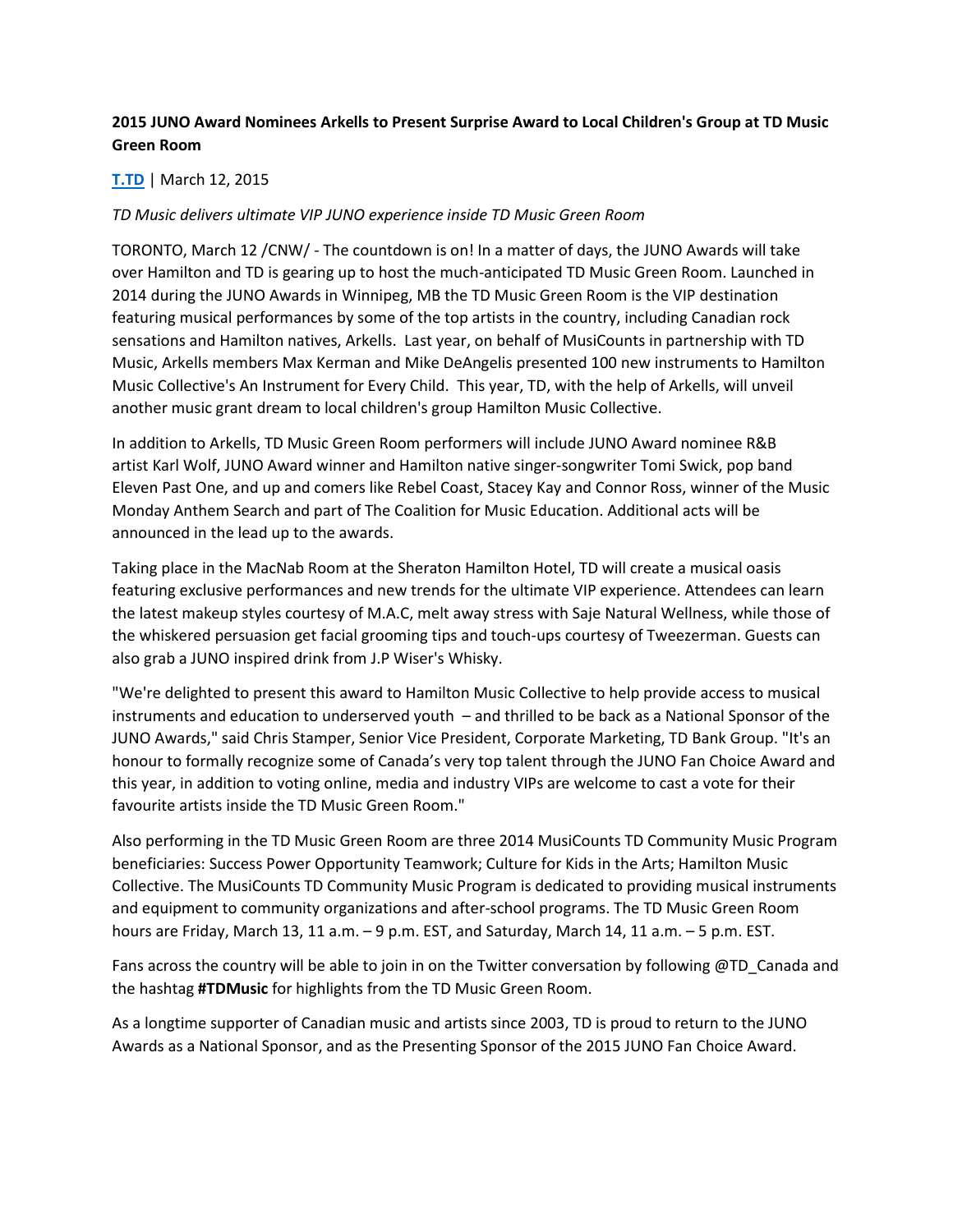**2015 JUNO Award Nominees Arkells to Present Surprise Award to Local Children's Group at TD Music Green Room**

[T.TD](T.TD) | March 12, 2015

*TD Music delivers ultimate VIP JUNO experience inside TD Music Green Room*

TORONTO, March 12 /CNW/ - The countdown is on! In a matter of days, the JUNO Awards will take over Hamilton and TD is gearing up to host the much-anticipated TD Music Green Room. Launched in 2014 during the JUNO Awards in Winnipeg, MB the TD Music Green Room is the VIP destination featuring musical performances by some of the top artists in the country, including Canadian rock sensations and Hamilton natives, Arkells. Last year, on behalf of MusiCounts in partnership with TD Music, Arkells members Max Kerman and Mike DeAngelis presented 100 new instruments to Hamilton Music Collective's An Instrument for Every Child. This year, TD, with the help of Arkells, will unveil another music grant dream to local children's group Hamilton Music Collective.

In addition to Arkells, TD Music Green Room performers will include JUNO Award nominee R&B artist Karl Wolf, JUNO Award winner and Hamilton native singer-songwriter Tomi Swick, pop band Eleven Past One, and up and comers like Rebel Coast, Stacey Kay and Connor Ross, winner of the Music Monday Anthem Search and part of The Coalition for Music Education. Additional acts will be announced in the lead up to the awards.

Taking place in the MacNab Room at the Sheraton Hamilton Hotel, TD will create a musical oasis featuring exclusive performances and new trends for the ultimate VIP experience. Attendees can learn the latest makeup styles courtesy of M.A.C, melt away stress with Saje Natural Wellness, while those of the whiskered persuasion get facial grooming tips and touch-ups courtesy of Tweezerman. Guests can also grab a JUNO inspired drink from J.P Wiser's Whisky.

"We're delighted to present this award to Hamilton Music Collective to help provide access to musical instruments and education to underserved youth – and thrilled to be back as a National Sponsor of the JUNO Awards," said Chris Stamper, Senior Vice President, Corporate Marketing, TD Bank Group. "It's an honour to formally recognize some of Canada's very top talent through the JUNO Fan Choice Award and this year, in addition to voting online, media and industry VIPs are welcome to cast a vote for their favourite artists inside the TD Music Green Room."

Also performing in the TD Music Green Room are three 2014 MusiCounts TD Community Music Program beneficiaries: Success Power Opportunity Teamwork; Culture for Kids in the Arts; Hamilton Music Collective. The MusiCounts TD Community Music Program is dedicated to providing musical instruments and equipment to community organizations and after-school programs. The TD Music Green Room hours are Friday, March 13, 11 a.m. – 9 p.m. EST, and Saturday, March 14, 11 a.m. – 5 p.m. EST.

Fans across the country will be able to join in on the Twitter conversation by following @TD_Canada and the hashtag **#TDMusic** for highlights from the TD Music Green Room.

As a longtime supporter of Canadian music and artists since 2003, TD is proud to return to the JUNO Awards as a National Sponsor, and as the Presenting Sponsor of the 2015 JUNO Fan Choice Award.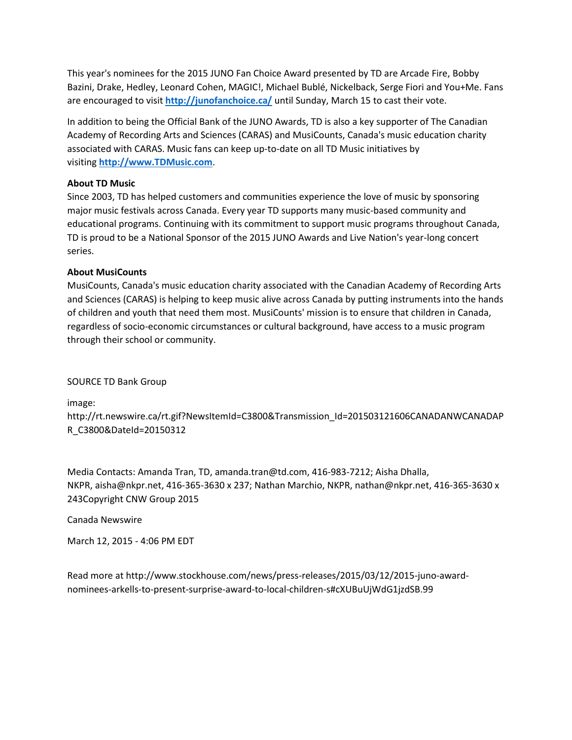This year's nominees for the 2015 JUNO Fan Choice Award presented by TD are Arcade Fire, Bobby Bazini, Drake, Hedley, Leonard Cohen, MAGIC!, Michael Bublé, Nickelback, Serge Fiori and You+Me. Fans are encouraged to visit **http://junofanchoice.ca/** until Sunday, March 15 to cast their vote.

In addition to being the Official Bank of the JUNO Awards, TD is also a key supporter of The Canadian Academy of Recording Arts and Sciences (CARAS) and MusiCounts, Canada's music education charity associated with CARAS. Music fans can keep up-to-date on all TD Music initiatives by visiting **http://www.TDMusic.com**.

**About TD Music**
Since 2003, TD has helped customers and communities experience the love of music by sponsoring major music festivals across Canada. Every year TD supports many music-based community and educational programs. Continuing with its commitment to support music programs throughout Canada, TD is proud to be a National Sponsor of the 2015 JUNO Awards and Live Nation's year-long concert series.

**About MusiCounts**
MusiCounts, Canada's music education charity associated with the Canadian Academy of Recording Arts and Sciences (CARAS) is helping to keep music alive across Canada by putting instruments into the hands of children and youth that need them most. MusiCounts' mission is to ensure that children in Canada, regardless of socio-economic circumstances or cultural background, have access to a music program through their school or community.

SOURCE TD Bank Group

image:
http://rt.newswire.ca/rt.gif?NewsItemId=C3800&Transmission_Id=201503121606CANADANWCANADAPR_C3800&DateId=20150312

Media Contacts: Amanda Tran, TD, amanda.tran@td.com, 416-983-7212; Aisha Dhalla, NKPR, aisha@nkpr.net, 416-365-3630 x 237; Nathan Marchio, NKPR, nathan@nkpr.net, 416-365-3630 x 243Copyright CNW Group 2015

Canada Newswire

March 12, 2015 - 4:06 PM EDT

Read more at http://www.stockhouse.com/news/press-releases/2015/03/12/2015-juno-award-nominees-arkells-to-present-surprise-award-to-local-children-s#cXUBuUjWdG1jzdSB.99